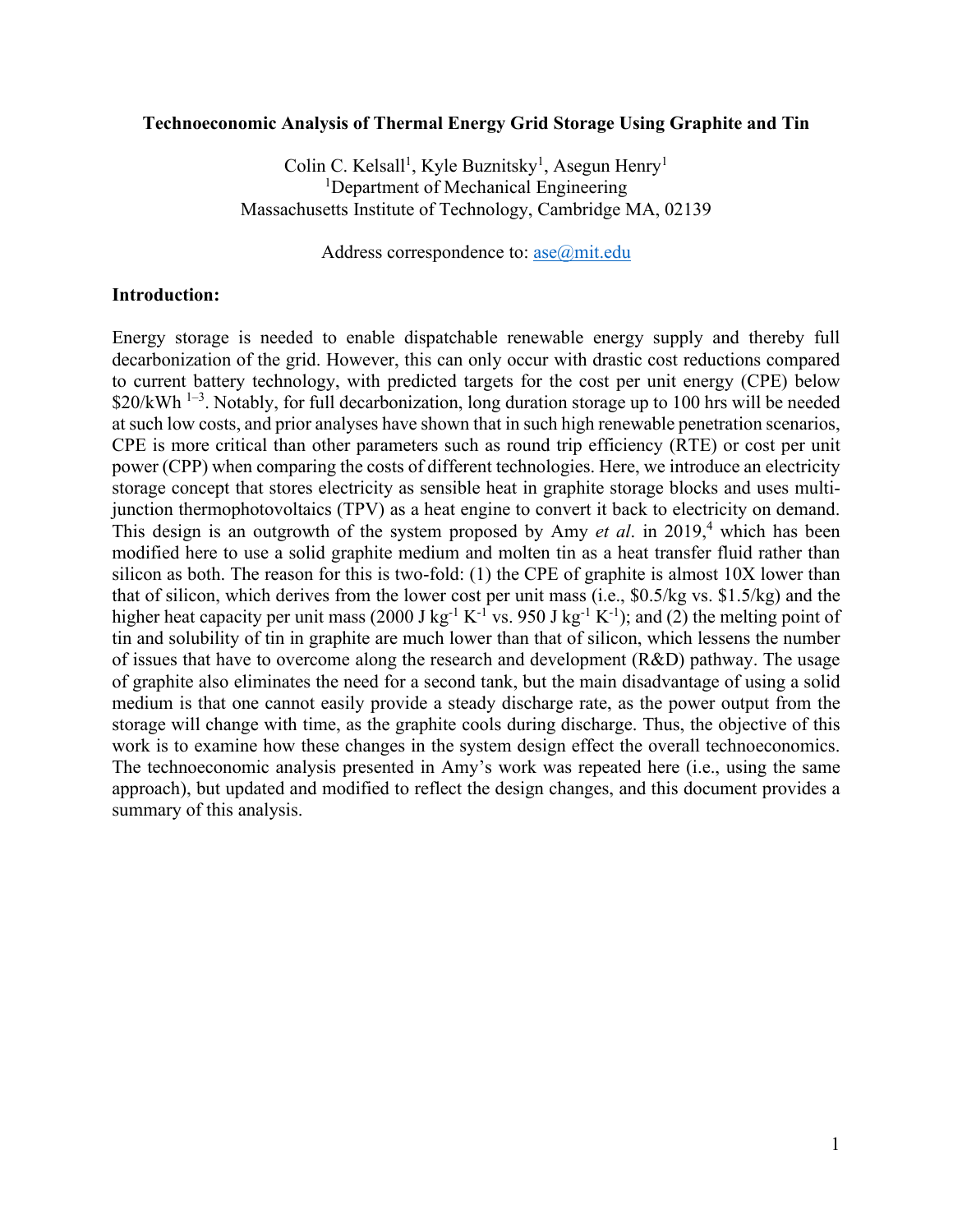# Technoeconomic Analysis of Thermal Energy Grid Storage Using Graphite and Tin

Colin C. Kelsall[1], Kyle Buznitsky[1], Asegun Henry[1]

[1]Department of Mechanical Engineering
Massachusetts Institute of Technology, Cambridge MA, 02139

Address correspondence to: ase@mit.edu

## Introduction:

Energy storage is needed to enable dispatchable renewable energy supply and thereby full decarbonization of the grid. However, this can only occur with drastic cost reductions compared to current battery technology, with predicted targets for the cost per unit energy (CPE) below \$20/kWh [1–3]. Notably, for full decarbonization, long duration storage up to 100 hrs will be needed at such low costs, and prior analyses have shown that in such high renewable penetration scenarios, CPE is more critical than other parameters such as round trip efficiency (RTE) or cost per unit power (CPP) when comparing the costs of different technologies. Here, we introduce an electricity storage concept that stores electricity as sensible heat in graphite storage blocks and uses multi-junction thermophotovoltaics (TPV) as a heat engine to convert it back to electricity on demand. This design is an outgrowth of the system proposed by Amy *et al*. in 2019,[4] which has been modified here to use a solid graphite medium and molten tin as a heat transfer fluid rather than silicon as both. The reason for this is two-fold: (1) the CPE of graphite is almost 10X lower than that of silicon, which derives from the lower cost per unit mass (i.e., \$0.5/kg vs. \$1.5/kg) and the higher heat capacity per unit mass (2000 J $kg^{-1}$ $K^{-1}$ vs. 950 J $kg^{-1}$ $K^{-1}$); and (2) the melting point of tin and solubility of tin in graphite are much lower than that of silicon, which lessens the number of issues that have to overcome along the research and development (R&D) pathway. The usage of graphite also eliminates the need for a second tank, but the main disadvantage of using a solid medium is that one cannot easily provide a steady discharge rate, as the power output from the storage will change with time, as the graphite cools during discharge. Thus, the objective of this work is to examine how these changes in the system design effect the overall technoeconomics. The technoeconomic analysis presented in Amy's work was repeated here (i.e., using the same approach), but updated and modified to reflect the design changes, and this document provides a summary of this analysis.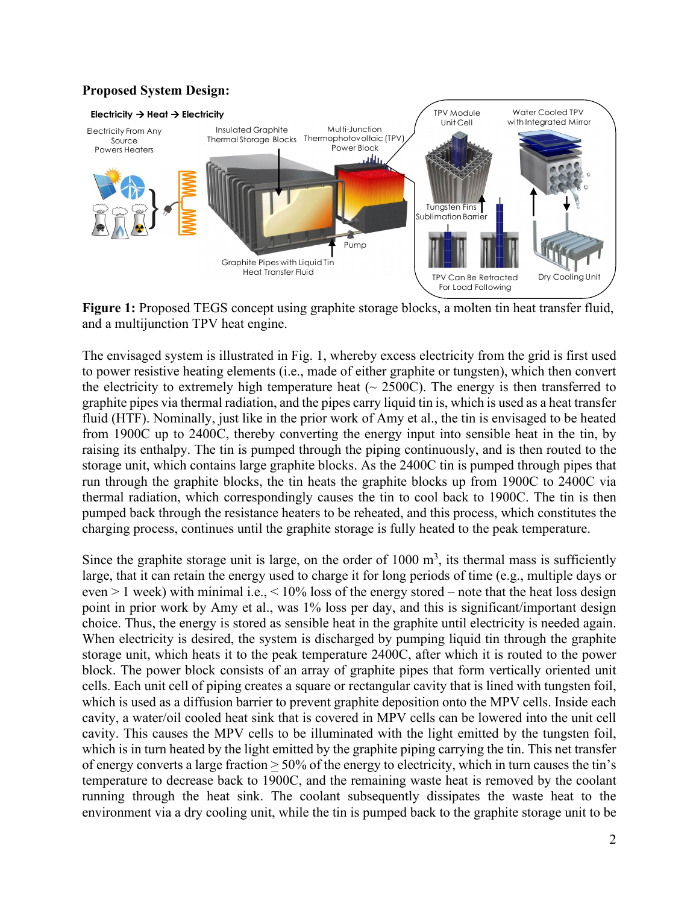**Proposed System Design:**

**Figure 1:** Proposed TEGS concept using graphite storage blocks, a molten tin heat transfer fluid, and a multijunction TPV heat engine.

The envisaged system is illustrated in Fig. 1, whereby excess electricity from the grid is first used to power resistive heating elements (i.e., made of either graphite or tungsten), which then convert the electricity to extremely high temperature heat (~ 2500C). The energy is then transferred to graphite pipes via thermal radiation, and the pipes carry liquid tin is, which is used as a heat transfer fluid (HTF). Nominally, just like in the prior work of Amy et al., the tin is envisaged to be heated from 1900C up to 2400C, thereby converting the energy input into sensible heat in the tin, by raising its enthalpy. The tin is pumped through the piping continuously, and is then routed to the storage unit, which contains large graphite blocks. As the 2400C tin is pumped through pipes that run through the graphite blocks, the tin heats the graphite blocks up from 1900C to 2400C via thermal radiation, which correspondingly causes the tin to cool back to 1900C. The tin is then pumped back through the resistance heaters to be reheated, and this process, which constitutes the charging process, continues until the graphite storage is fully heated to the peak temperature.

Since the graphite storage unit is large, on the order of 1000 $m^3$, its thermal mass is sufficiently large, that it can retain the energy used to charge it for long periods of time (e.g., multiple days or even > 1 week) with minimal i.e., < 10% loss of the energy stored – note that the heat loss design point in prior work by Amy et al., was 1% loss per day, and this is significant/important design choice. Thus, the energy is stored as sensible heat in the graphite until electricity is needed again. When electricity is desired, the system is discharged by pumping liquid tin through the graphite storage unit, which heats it to the peak temperature 2400C, after which it is routed to the power block. The power block consists of an array of graphite pipes that form vertically oriented unit cells. Each unit cell of piping creates a square or rectangular cavity that is lined with tungsten foil, which is used as a diffusion barrier to prevent graphite deposition onto the MPV cells. Inside each cavity, a water/oil cooled heat sink that is covered in MPV cells can be lowered into the unit cell cavity. This causes the MPV cells to be illuminated with the light emitted by the tungsten foil, which is in turn heated by the light emitted by the graphite piping carrying the tin. This net transfer of energy converts a large fraction $\geq$ 50% of the energy to electricity, which in turn causes the tin's temperature to decrease back to 1900C, and the remaining waste heat is removed by the coolant running through the heat sink. The coolant subsequently dissipates the waste heat to the environment via a dry cooling unit, while the tin is pumped back to the graphite storage unit to be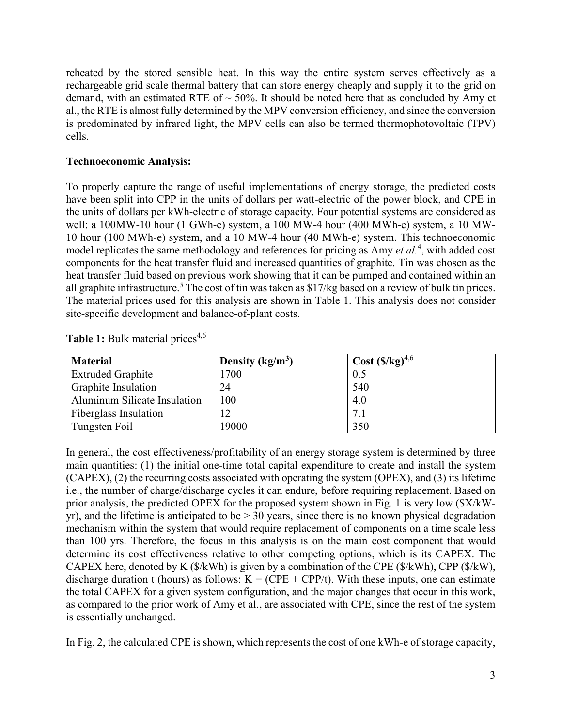reheated by the stored sensible heat. In this way the entire system serves effectively as a rechargeable grid scale thermal battery that can store energy cheaply and supply it to the grid on demand, with an estimated RTE of ~ 50%. It should be noted here that as concluded by Amy et al., the RTE is almost fully determined by the MPV conversion efficiency, and since the conversion is predominated by infrared light, the MPV cells can also be termed thermophotovoltaic (TPV) cells.

**Technoeconomic Analysis:**

To properly capture the range of useful implementations of energy storage, the predicted costs have been split into CPP in the units of dollars per watt-electric of the power block, and CPE in the units of dollars per kWh-electric of storage capacity. Four potential systems are considered as well: a 100MW-10 hour (1 GWh-e) system, a 100 MW-4 hour (400 MWh-e) system, a 10 MW-10 hour (100 MWh-e) system, and a 10 MW-4 hour (40 MWh-e) system. This technoeconomic model replicates the same methodology and references for pricing as Amy *et al.*[4], with added cost components for the heat transfer fluid and increased quantities of graphite. Tin was chosen as the heat transfer fluid based on previous work showing that it can be pumped and contained within an all graphite infrastructure.[5] The cost of tin was taken as \$17/kg based on a review of bulk tin prices. The material prices used for this analysis are shown in Table 1. This analysis does not consider site-specific development and balance-of-plant costs.

**Table 1:** Bulk material prices[4,6]

| Material | Density (kg/m$^3$) | Cost (\$/kg)[4,6] |
|---|---|---|
| Extruded Graphite | 1700 | 0.5 |
| Graphite Insulation | 24 | 540 |
| Aluminum Silicate Insulation | 100 | 4.0 |
| Fiberglass Insulation | 12 | 7.1 |
| Tungsten Foil | 19000 | 350 |

In general, the cost effectiveness/profitability of an energy storage system is determined by three main quantities: (1) the initial one-time total capital expenditure to create and install the system (CAPEX), (2) the recurring costs associated with operating the system (OPEX), and (3) its lifetime i.e., the number of charge/discharge cycles it can endure, before requiring replacement. Based on prior analysis, the predicted OPEX for the proposed system shown in Fig. 1 is very low (\$X/kW-yr), and the lifetime is anticipated to be > 30 years, since there is no known physical degradation mechanism within the system that would require replacement of components on a time scale less than 100 yrs. Therefore, the focus in this analysis is on the main cost component that would determine its cost effectiveness relative to other competing options, which is its CAPEX. The CAPEX here, denoted by K (\$/kWh) is given by a combination of the CPE (\$/kWh), CPP (\$/kW), discharge duration t (hours) as follows: $K = (CPE + CPP/t)$. With these inputs, one can estimate the total CAPEX for a given system configuration, and the major changes that occur in this work, as compared to the prior work of Amy et al., are associated with CPE, since the rest of the system is essentially unchanged.

In Fig. 2, the calculated CPE is shown, which represents the cost of one kWh-e of storage capacity,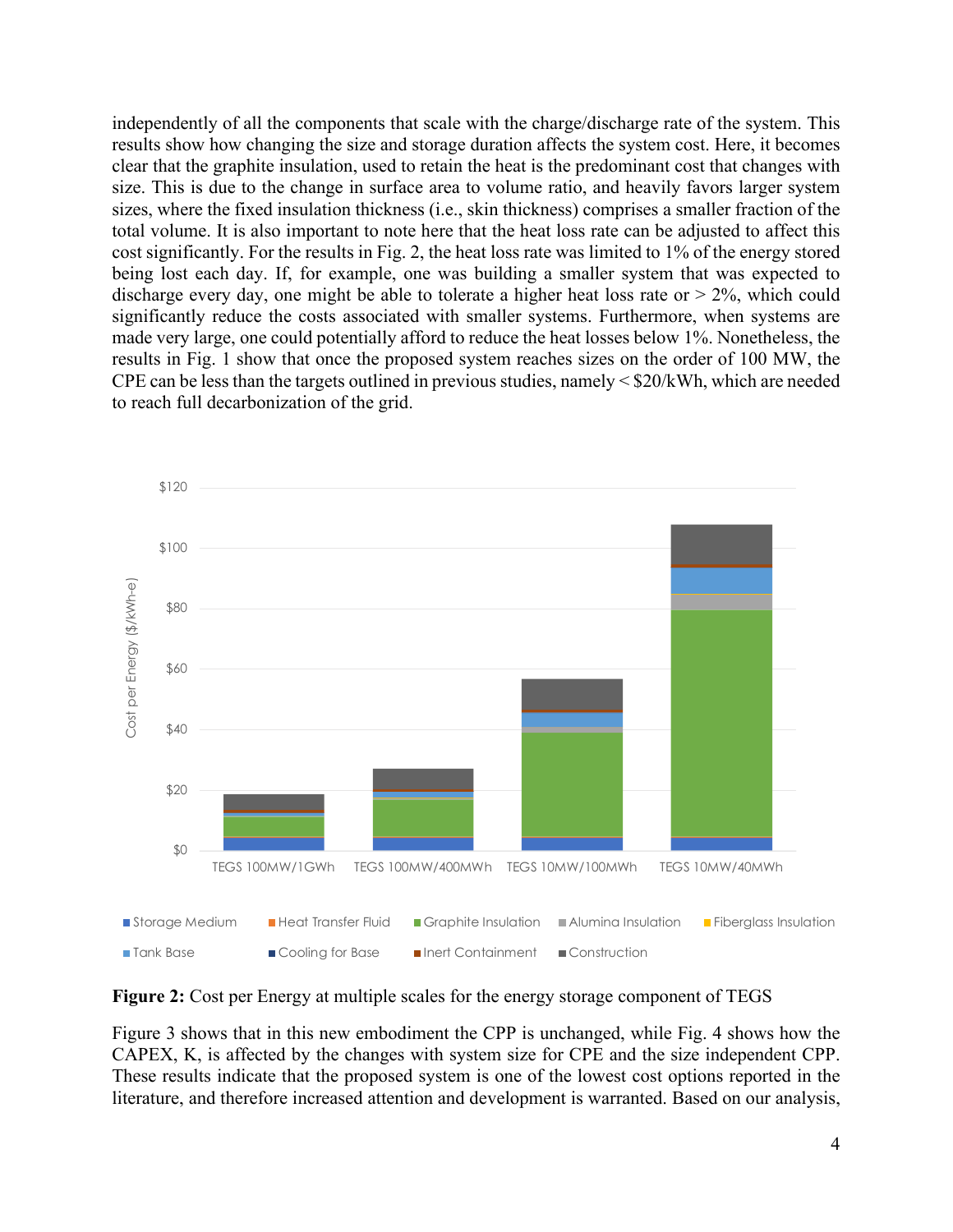independently of all the components that scale with the charge/discharge rate of the system. This results show how changing the size and storage duration affects the system cost. Here, it becomes clear that the graphite insulation, used to retain the heat is the predominant cost that changes with size. This is due to the change in surface area to volume ratio, and heavily favors larger system sizes, where the fixed insulation thickness (i.e., skin thickness) comprises a smaller fraction of the total volume. It is also important to note here that the heat loss rate can be adjusted to affect this cost significantly. For the results in Fig. 2, the heat loss rate was limited to 1% of the energy stored being lost each day. If, for example, one was building a smaller system that was expected to discharge every day, one might be able to tolerate a higher heat loss rate or > 2%, which could significantly reduce the costs associated with smaller systems. Furthermore, when systems are made very large, one could potentially afford to reduce the heat losses below 1%. Nonetheless, the results in Fig. 1 show that once the proposed system reaches sizes on the order of 100 MW, the CPE can be less than the targets outlined in previous studies, namely < $20/kWh, which are needed to reach full decarbonization of the grid.

Cost per Energy ($/kWh-e)

$120
$100
$80
$60
$40
$20
$0

TEGS 100MW/1GWh
TEGS 100MW/400MWh
TEGS 10MW/100MWh
TEGS 10MW/40MWh

Storage Medium
Heat Transfer Fluid
Graphite Insulation
Alumina Insulation
Fiberglass Insulation
Tank Base
Cooling for Base
Inert Containment
Construction

**Figure 2:** Cost per Energy at multiple scales for the energy storage component of TEGS

Figure 3 shows that in this new embodiment the CPP is unchanged, while Fig. 4 shows how the CAPEX, K, is affected by the changes with system size for CPE and the size independent CPP. These results indicate that the proposed system is one of the lowest cost options reported in the literature, and therefore increased attention and development is warranted. Based on our analysis,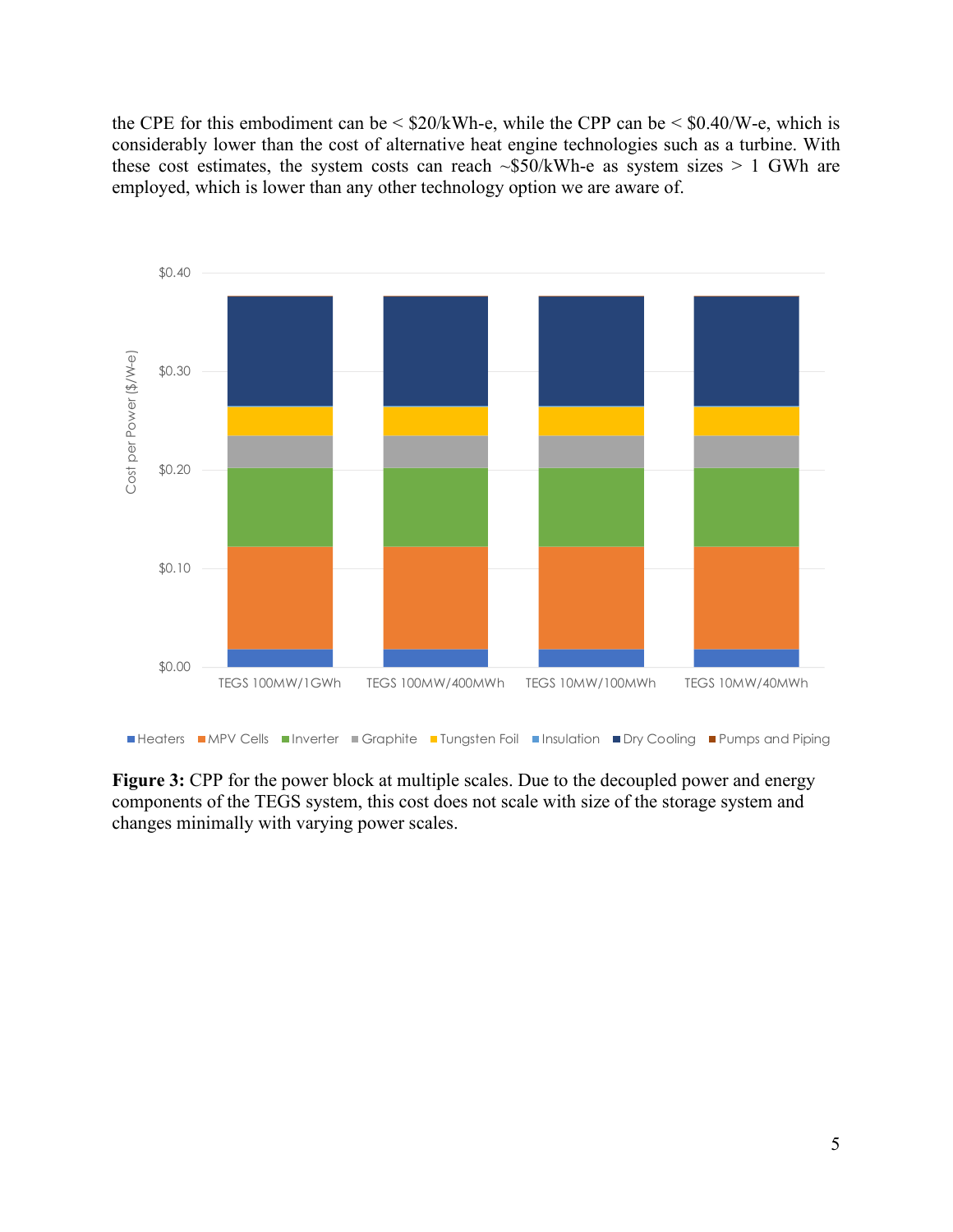the CPE for this embodiment can be < \$20/kWh-e, while the CPP can be < \$0.40/W-e, which is considerably lower than the cost of alternative heat engine technologies such as a turbine. With these cost estimates, the system costs can reach ~\$50/kWh-e as system sizes > 1 GWh are employed, which is lower than any other technology option we are aware of.

Cost per Power (\$/W-e)

\$0.40

\$0.30

\$0.20

\$0.10

\$0.00

TEGS 100MW/1GWh

TEGS 100MW/400MWh

TEGS 10MW/100MWh

TEGS 10MW/40MWh

Heaters, MPV Cells, Inverter, Graphite, Tungsten Foil, Insulation, Dry Cooling, Pumps and Piping

**Figure 3:** CPP for the power block at multiple scales. Due to the decoupled power and energy components of the TEGS system, this cost does not scale with size of the storage system and changes minimally with varying power scales.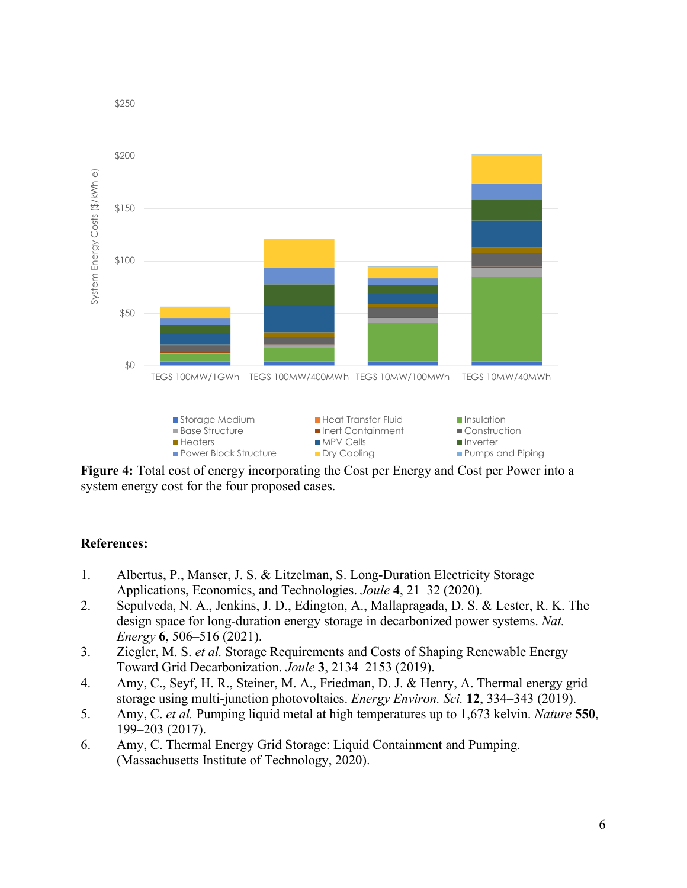$250

$200

$150

$100

$50

$0

System Energy Costs ($/kWh-e)

TEGS 100MW/1GWh

TEGS 100MW/400MWh

TEGS 10MW/100MWh

TEGS 10MW/40MWh

Storage Medium
Heat Transfer Fluid
Insulation
Base Structure
Inert Containment
Construction
Heaters
MPV Cells
Inverter
Power Block Structure
Dry Cooling
Pumps and Piping

**Figure 4:** Total cost of energy incorporating the Cost per Energy and Cost per Power into a system energy cost for the four proposed cases.

**References:**

1. Albertus, P., Manser, J. S. & Litzelman, S. Long-Duration Electricity Storage Applications, Economics, and Technologies. *Joule* **4**, 21–32 (2020).
2. Sepulveda, N. A., Jenkins, J. D., Edington, A., Mallapragada, D. S. & Lester, R. K. The design space for long-duration energy storage in decarbonized power systems. *Nat. Energy* **6**, 506–516 (2021).
3. Ziegler, M. S. *et al.* Storage Requirements and Costs of Shaping Renewable Energy Toward Grid Decarbonization. *Joule* **3**, 2134–2153 (2019).
4. Amy, C., Seyf, H. R., Steiner, M. A., Friedman, D. J. & Henry, A. Thermal energy grid storage using multi-junction photovoltaics. *Energy Environ. Sci.* **12**, 334–343 (2019).
5. Amy, C. *et al.* Pumping liquid metal at high temperatures up to 1,673 kelvin. *Nature* **550**, 199–203 (2017).
6. Amy, C. Thermal Energy Grid Storage: Liquid Containment and Pumping. (Massachusetts Institute of Technology, 2020).